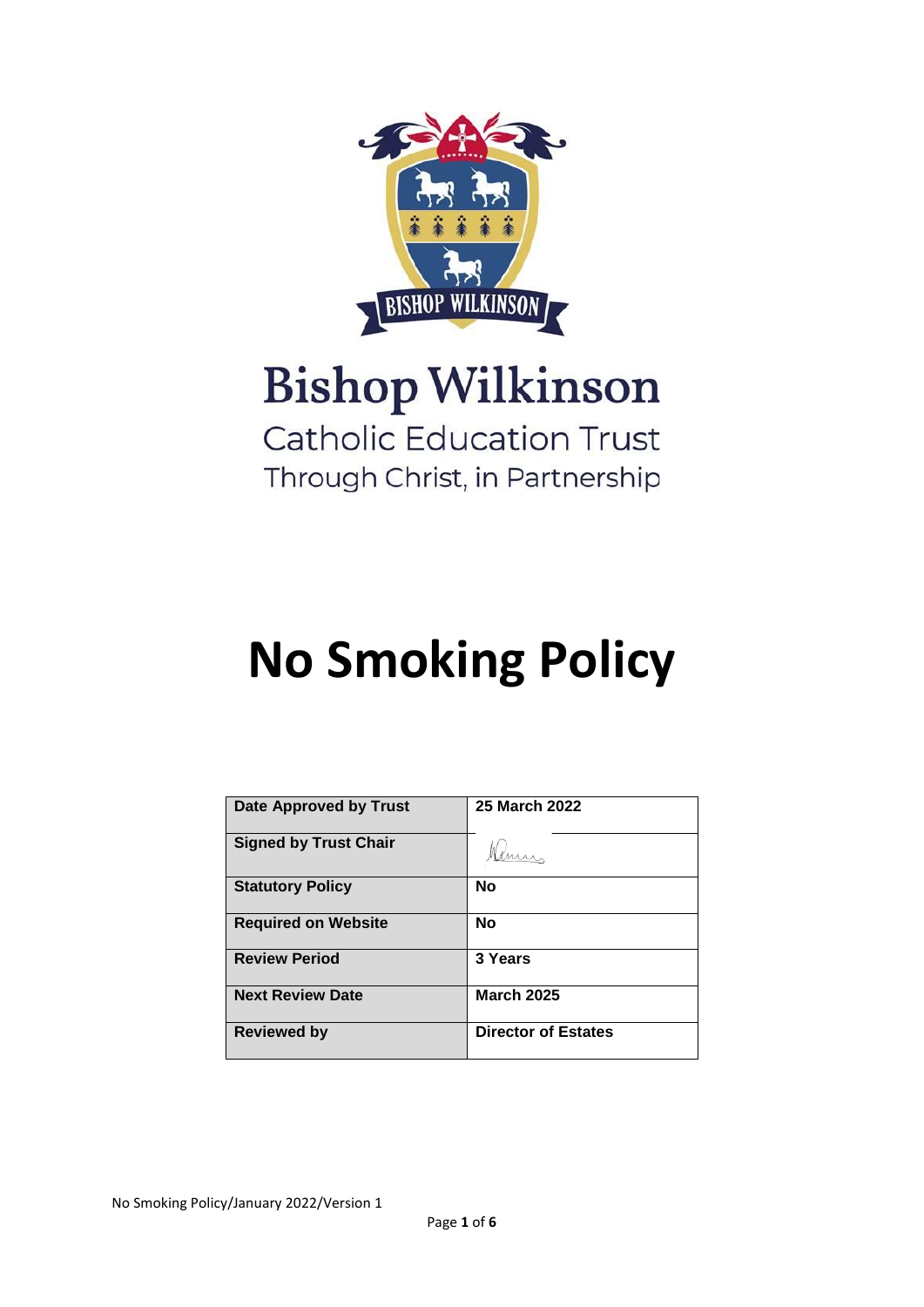Bishop Wilkinson

Catholic Education Trust

Through Christ, in Partnership

# No Smoking Policy

| Date Approved by Trust | 25 March 2022 |
| --- | --- |
| Signed by Trust Chair | |
| Statutory Policy | No |
| Required on Website | No |
| Review Period | 3 Years |
| Next Review Date | March 2025 |
| Reviewed by | Director of Estates |

No Smoking Policy/January 2022/Version 1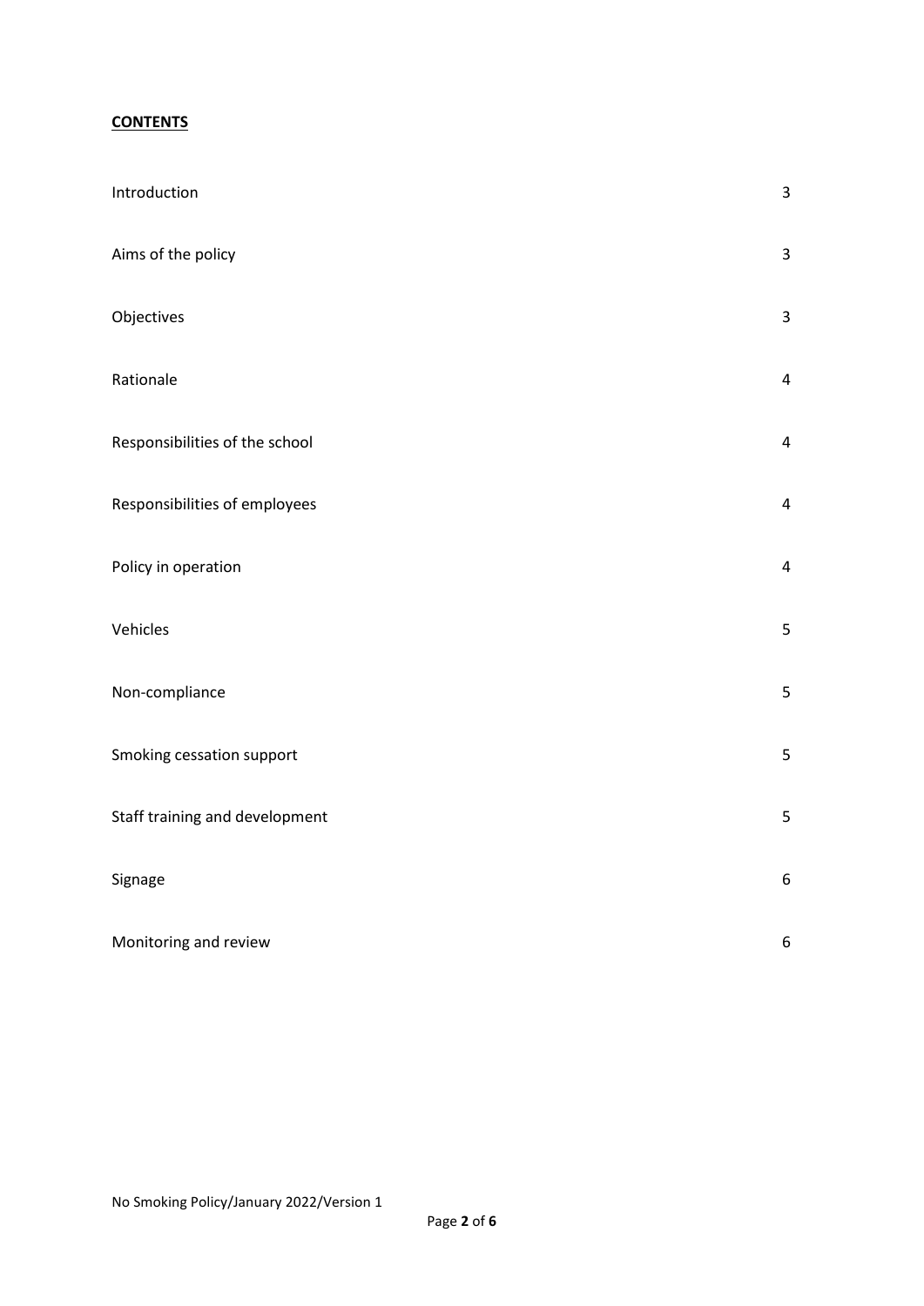**CONTENTS**

| | |
|---|---|
| Introduction | 3 |
| Aims of the policy | 3 |
| Objectives | 3 |
| Rationale | 4 |
| Responsibilities of the school | 4 |
| Responsibilities of employees | 4 |
| Policy in operation | 4 |
| Vehicles | 5 |
| Non-compliance | 5 |
| Smoking cessation support | 5 |
| Staff training and development | 5 |
| Signage | 6 |
| Monitoring and review | 6 |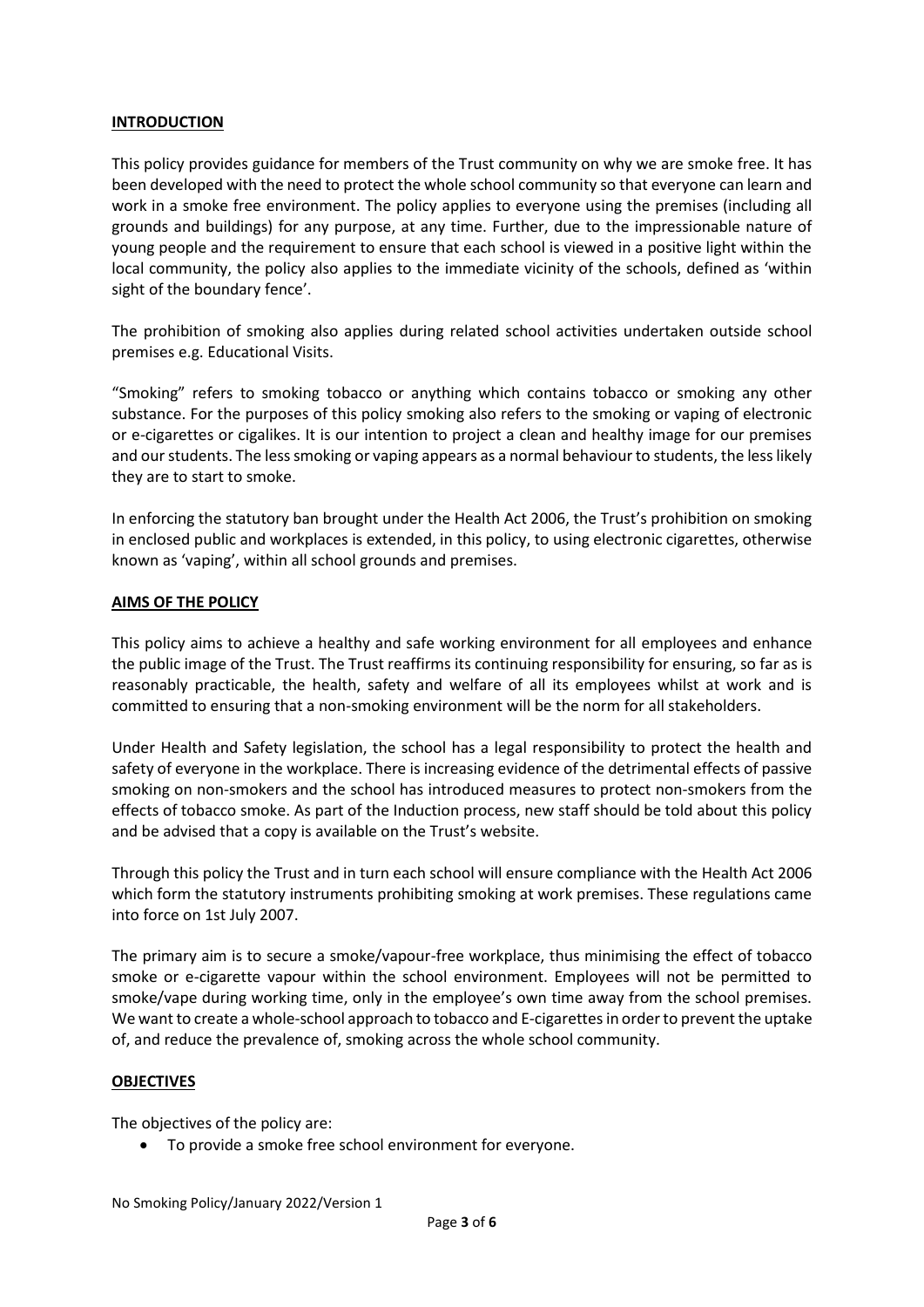## **INTRODUCTION**

This policy provides guidance for members of the Trust community on why we are smoke free. It has been developed with the need to protect the whole school community so that everyone can learn and work in a smoke free environment. The policy applies to everyone using the premises (including all grounds and buildings) for any purpose, at any time. Further, due to the impressionable nature of young people and the requirement to ensure that each school is viewed in a positive light within the local community, the policy also applies to the immediate vicinity of the schools, defined as 'within sight of the boundary fence'.

The prohibition of smoking also applies during related school activities undertaken outside school premises e.g. Educational Visits.

"Smoking" refers to smoking tobacco or anything which contains tobacco or smoking any other substance. For the purposes of this policy smoking also refers to the smoking or vaping of electronic or e-cigarettes or cigalikes. It is our intention to project a clean and healthy image for our premises and our students. The less smoking or vaping appears as a normal behaviour to students, the less likely they are to start to smoke.

In enforcing the statutory ban brought under the Health Act 2006, the Trust's prohibition on smoking in enclosed public and workplaces is extended, in this policy, to using electronic cigarettes, otherwise known as 'vaping', within all school grounds and premises.

## **AIMS OF THE POLICY**

This policy aims to achieve a healthy and safe working environment for all employees and enhance the public image of the Trust. The Trust reaffirms its continuing responsibility for ensuring, so far as is reasonably practicable, the health, safety and welfare of all its employees whilst at work and is committed to ensuring that a non-smoking environment will be the norm for all stakeholders.

Under Health and Safety legislation, the school has a legal responsibility to protect the health and safety of everyone in the workplace. There is increasing evidence of the detrimental effects of passive smoking on non-smokers and the school has introduced measures to protect non-smokers from the effects of tobacco smoke. As part of the Induction process, new staff should be told about this policy and be advised that a copy is available on the Trust's website.

Through this policy the Trust and in turn each school will ensure compliance with the Health Act 2006 which form the statutory instruments prohibiting smoking at work premises. These regulations came into force on 1st July 2007.

The primary aim is to secure a smoke/vapour-free workplace, thus minimising the effect of tobacco smoke or e-cigarette vapour within the school environment. Employees will not be permitted to smoke/vape during working time, only in the employee's own time away from the school premises. We want to create a whole-school approach to tobacco and E-cigarettes in order to prevent the uptake of, and reduce the prevalence of, smoking across the whole school community.

## **OBJECTIVES**

The objectives of the policy are:

- To provide a smoke free school environment for everyone.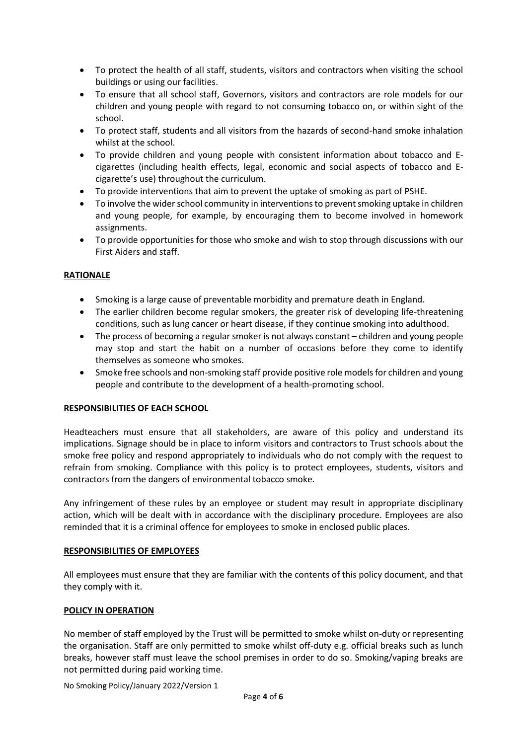- To protect the health of all staff, students, visitors and contractors when visiting the school buildings or using our facilities.
- To ensure that all school staff, Governors, visitors and contractors are role models for our children and young people with regard to not consuming tobacco on, or within sight of the school.
- To protect staff, students and all visitors from the hazards of second-hand smoke inhalation whilst at the school.
- To provide children and young people with consistent information about tobacco and E-cigarettes (including health effects, legal, economic and social aspects of tobacco and E-cigarette's use) throughout the curriculum.
- To provide interventions that aim to prevent the uptake of smoking as part of PSHE.
- To involve the wider school community in interventions to prevent smoking uptake in children and young people, for example, by encouraging them to become involved in homework assignments.
- To provide opportunities for those who smoke and wish to stop through discussions with our First Aiders and staff.

## RATIONALE

- Smoking is a large cause of preventable morbidity and premature death in England.
- The earlier children become regular smokers, the greater risk of developing life-threatening conditions, such as lung cancer or heart disease, if they continue smoking into adulthood.
- The process of becoming a regular smoker is not always constant – children and young people may stop and start the habit on a number of occasions before they come to identify themselves as someone who smokes.
- Smoke free schools and non-smoking staff provide positive role models for children and young people and contribute to the development of a health-promoting school.

## RESPONSIBILITIES OF EACH SCHOOL

Headteachers must ensure that all stakeholders, are aware of this policy and understand its implications. Signage should be in place to inform visitors and contractors to Trust schools about the smoke free policy and respond appropriately to individuals who do not comply with the request to refrain from smoking. Compliance with this policy is to protect employees, students, visitors and contractors from the dangers of environmental tobacco smoke.

Any infringement of these rules by an employee or student may result in appropriate disciplinary action, which will be dealt with in accordance with the disciplinary procedure. Employees are also reminded that it is a criminal offence for employees to smoke in enclosed public places.

## RESPONSIBILITIES OF EMPLOYEES

All employees must ensure that they are familiar with the contents of this policy document, and that they comply with it.

## POLICY IN OPERATION

No member of staff employed by the Trust will be permitted to smoke whilst on-duty or representing the organisation. Staff are only permitted to smoke whilst off-duty e.g. official breaks such as lunch breaks, however staff must leave the school premises in order to do so. Smoking/vaping breaks are not permitted during paid working time.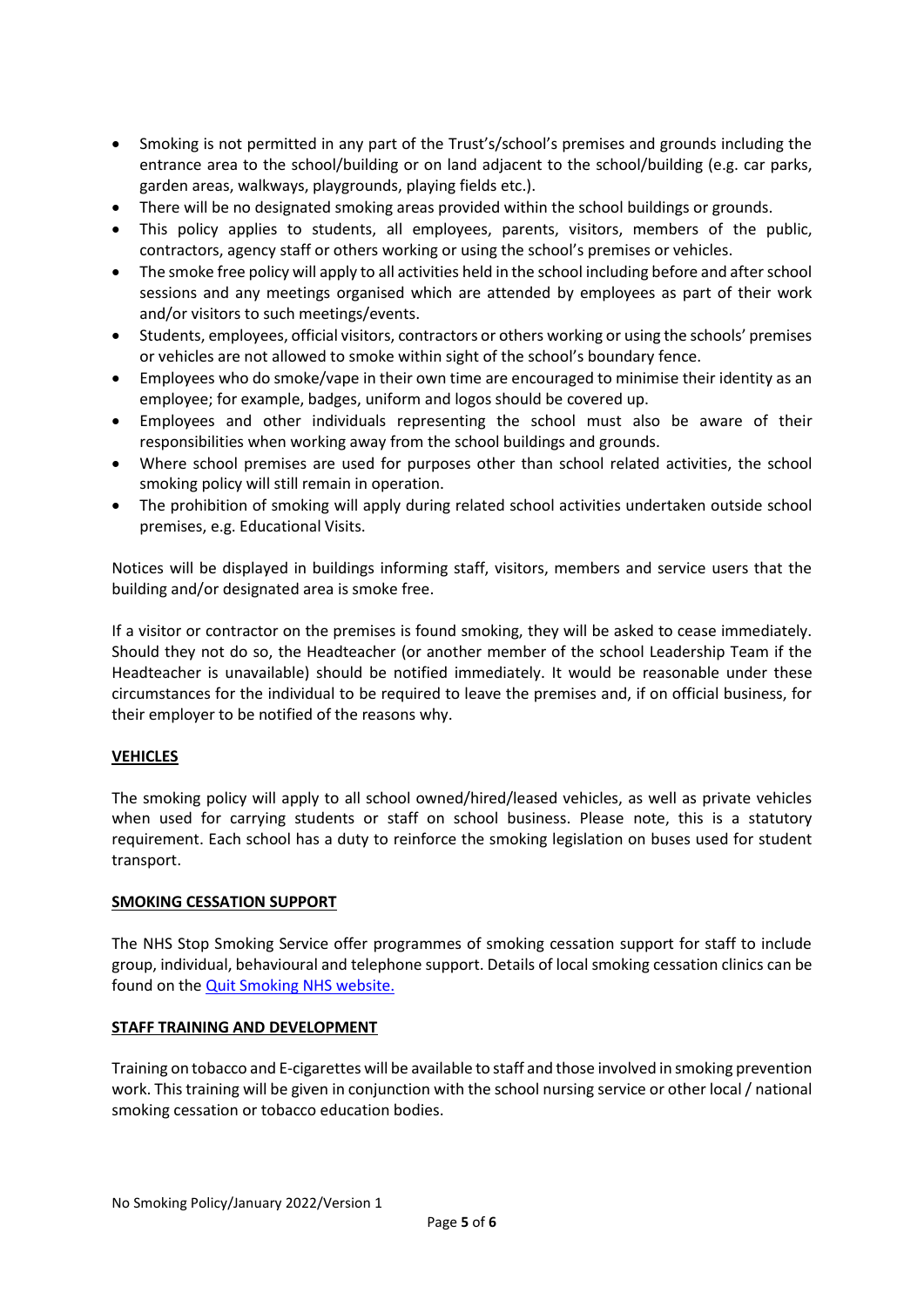- Smoking is not permitted in any part of the Trust's/school's premises and grounds including the entrance area to the school/building or on land adjacent to the school/building (e.g. car parks, garden areas, walkways, playgrounds, playing fields etc.).
- There will be no designated smoking areas provided within the school buildings or grounds.
- This policy applies to students, all employees, parents, visitors, members of the public, contractors, agency staff or others working or using the school's premises or vehicles.
- The smoke free policy will apply to all activities held in the school including before and after school sessions and any meetings organised which are attended by employees as part of their work and/or visitors to such meetings/events.
- Students, employees, official visitors, contractors or others working or using the schools' premises or vehicles are not allowed to smoke within sight of the school's boundary fence.
- Employees who do smoke/vape in their own time are encouraged to minimise their identity as an employee; for example, badges, uniform and logos should be covered up.
- Employees and other individuals representing the school must also be aware of their responsibilities when working away from the school buildings and grounds.
- Where school premises are used for purposes other than school related activities, the school smoking policy will still remain in operation.
- The prohibition of smoking will apply during related school activities undertaken outside school premises, e.g. Educational Visits.

Notices will be displayed in buildings informing staff, visitors, members and service users that the building and/or designated area is smoke free.

If a visitor or contractor on the premises is found smoking, they will be asked to cease immediately. Should they not do so, the Headteacher (or another member of the school Leadership Team if the Headteacher is unavailable) should be notified immediately. It would be reasonable under these circumstances for the individual to be required to leave the premises and, if on official business, for their employer to be notified of the reasons why.

## VEHICLES

The smoking policy will apply to all school owned/hired/leased vehicles, as well as private vehicles when used for carrying students or staff on school business. Please note, this is a statutory requirement. Each school has a duty to reinforce the smoking legislation on buses used for student transport.

## SMOKING CESSATION SUPPORT

The NHS Stop Smoking Service offer programmes of smoking cessation support for staff to include group, individual, behavioural and telephone support. Details of local smoking cessation clinics can be found on the Quit Smoking NHS website.

## STAFF TRAINING AND DEVELOPMENT

Training on tobacco and E-cigarettes will be available to staff and those involved in smoking prevention work. This training will be given in conjunction with the school nursing service or other local / national smoking cessation or tobacco education bodies.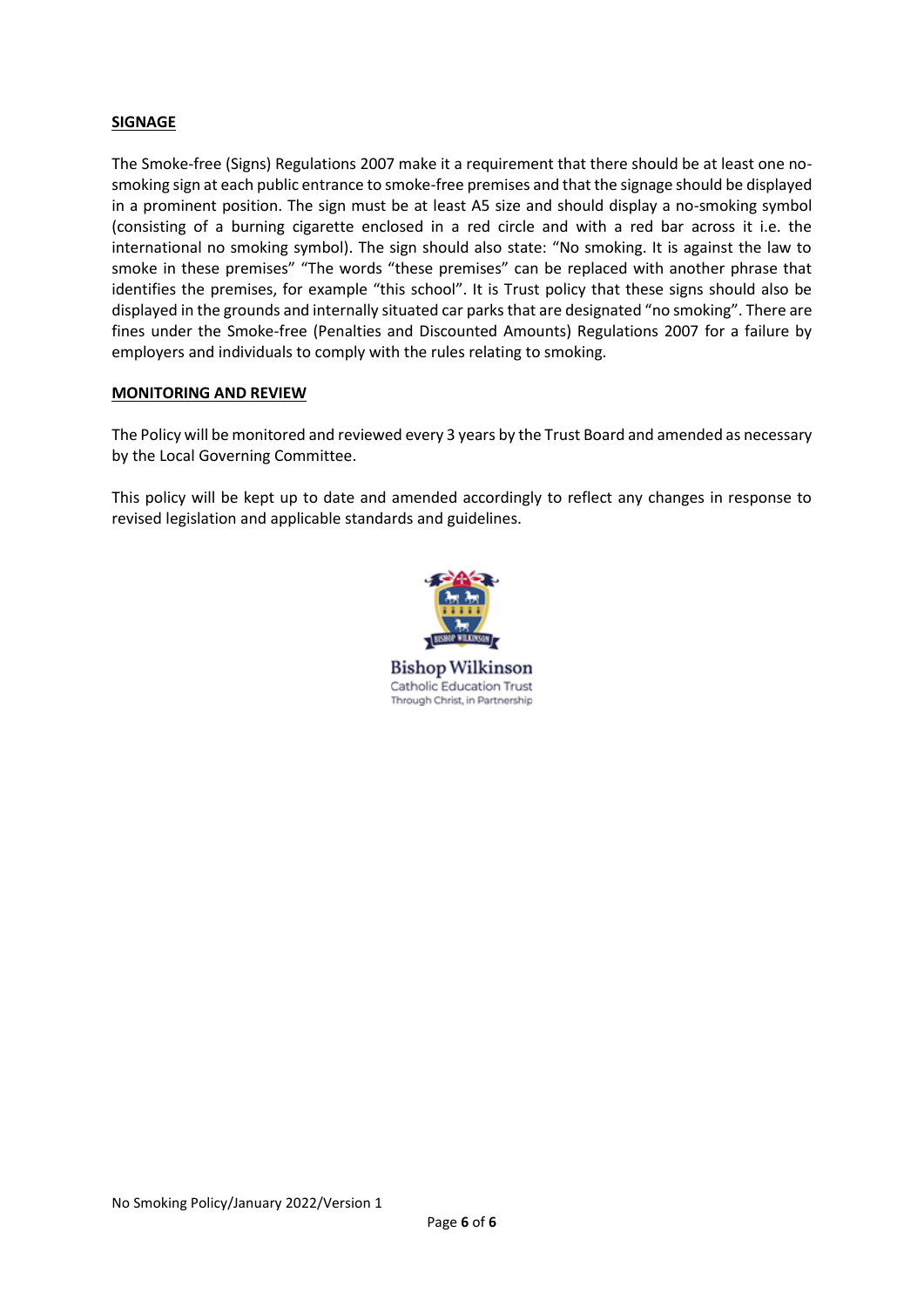## SIGNAGE

The Smoke-free (Signs) Regulations 2007 make it a requirement that there should be at least one no-smoking sign at each public entrance to smoke-free premises and that the signage should be displayed in a prominent position. The sign must be at least A5 size and should display a no-smoking symbol (consisting of a burning cigarette enclosed in a red circle and with a red bar across it i.e. the international no smoking symbol). The sign should also state: "No smoking. It is against the law to smoke in these premises" "The words "these premises" can be replaced with another phrase that identifies the premises, for example "this school". It is Trust policy that these signs should also be displayed in the grounds and internally situated car parks that are designated "no smoking". There are fines under the Smoke-free (Penalties and Discounted Amounts) Regulations 2007 for a failure by employers and individuals to comply with the rules relating to smoking.

## MONITORING AND REVIEW

The Policy will be monitored and reviewed every 3 years by the Trust Board and amended as necessary by the Local Governing Committee.

This policy will be kept up to date and amended accordingly to reflect any changes in response to revised legislation and applicable standards and guidelines.

Bishop Wilkinson
Catholic Education Trust
Through Christ, in Partnership